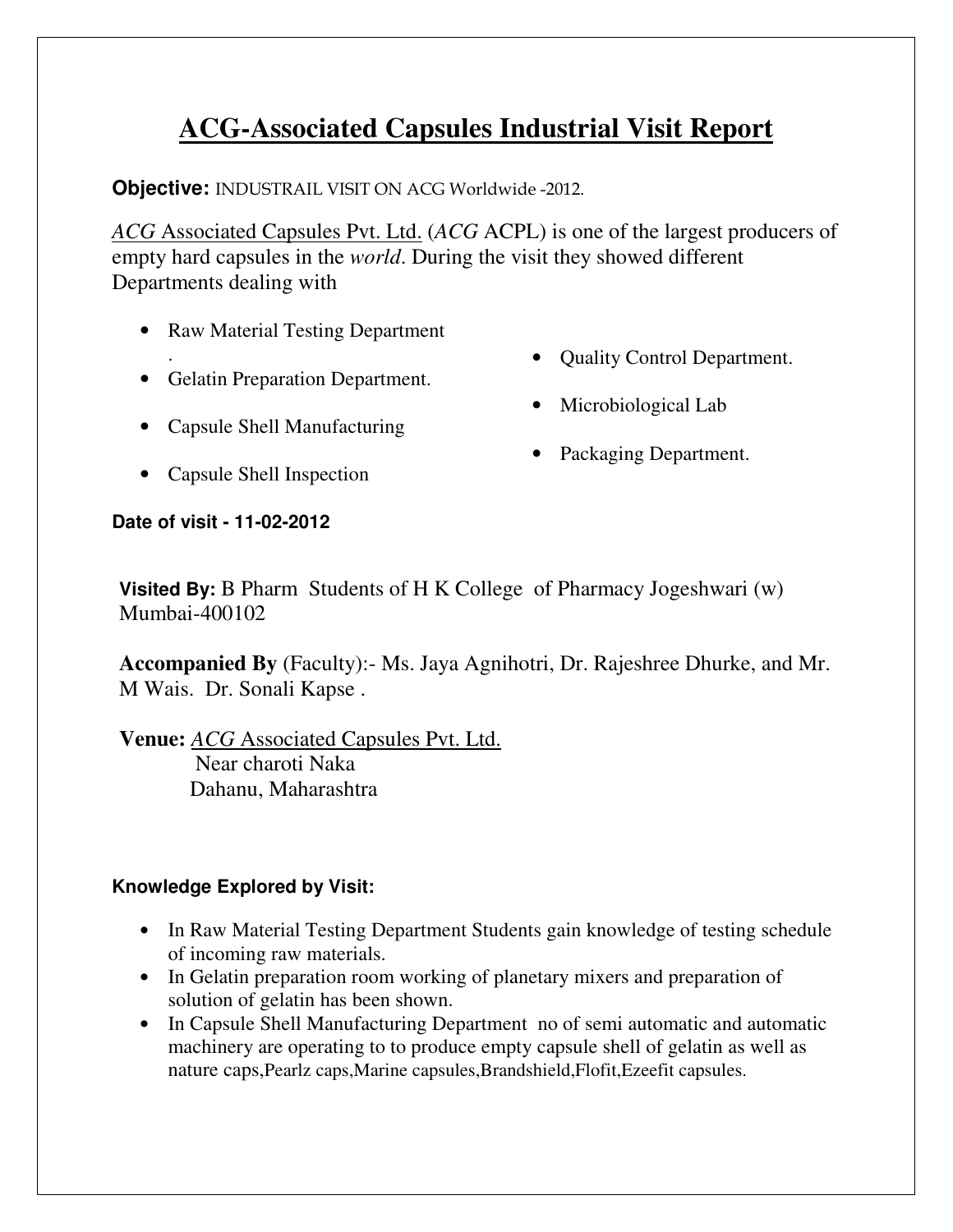# ACG-Associated Capsules Industrial Visit Report

**Objective:** INDUSTRAIL VISIT ON ACG Worldwide -2012.

*ACG* Associated Capsules Pvt. Ltd. (*ACG* ACPL) is one of the largest producers of empty hard capsules in the *world*. During the visit they showed different Departments dealing with

- Raw Material Testing Department
.
- Gelatin Preparation Department.
- Capsule Shell Manufacturing
- Capsule Shell Inspection
- Quality Control Department.
- Microbiological Lab
- Packaging Department.

**Date of visit - 11-02-2012**

**Visited By:** B Pharm Students of H K College of Pharmacy Jogeshwari (w) Mumbai-400102

**Accompanied By** (Faculty):- Ms. Jaya Agnihotri, Dr. Rajeshree Dhurke, and Mr. M Wais. Dr. Sonali Kapse .

**Venue:** *ACG* Associated Capsules Pvt. Ltd.
Near charoti Naka
Dahanu, Maharashtra

**Knowledge Explored by Visit:**

- In Raw Material Testing Department Students gain knowledge of testing schedule of incoming raw materials.
- In Gelatin preparation room working of planetary mixers and preparation of solution of gelatin has been shown.
- In Capsule Shell Manufacturing Department no of semi automatic and automatic machinery are operating to to produce empty capsule shell of gelatin as well as nature caps,Pearlz caps,Marine capsules,Brandshield,Flofit,Ezeefit capsules.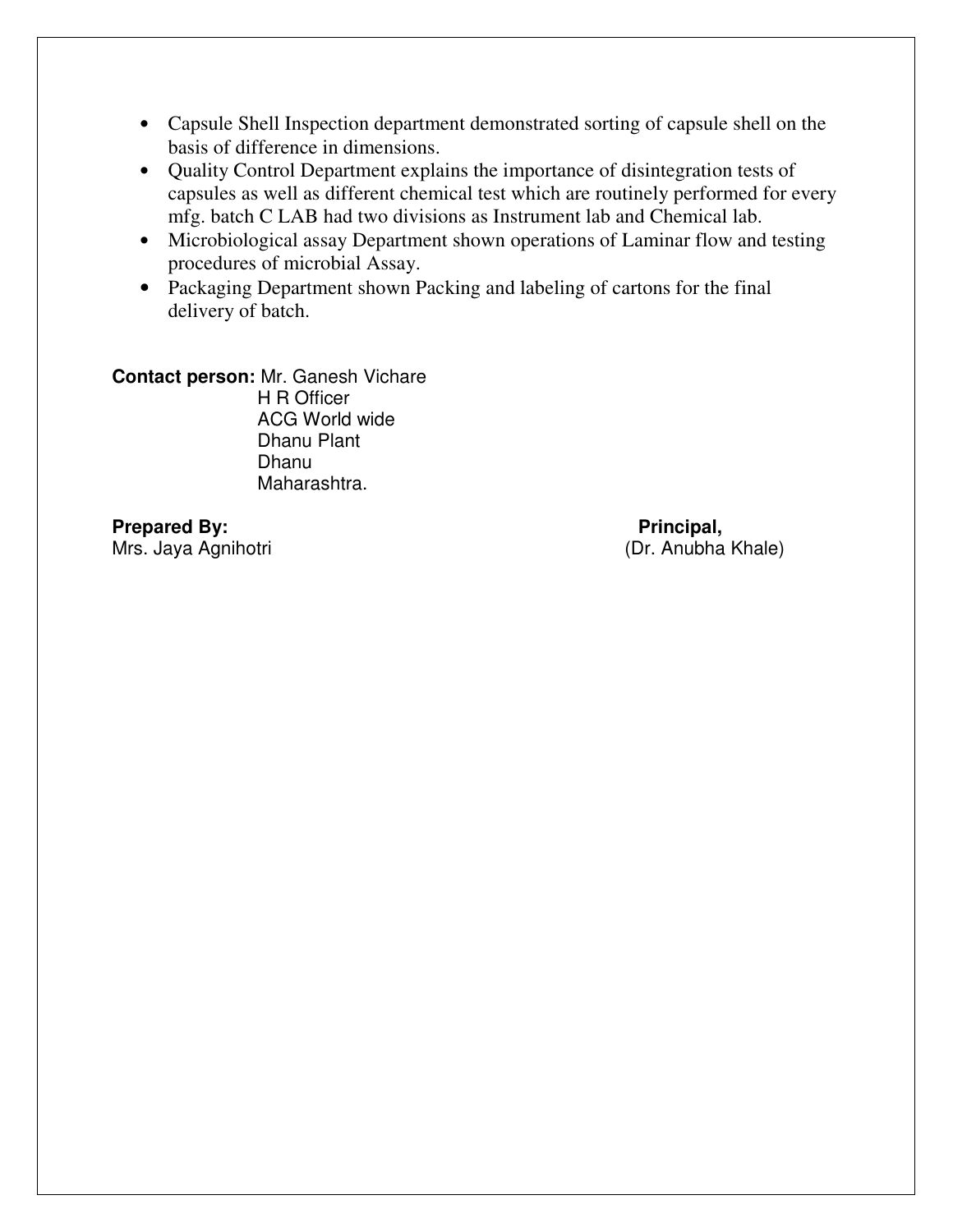- Capsule Shell Inspection department demonstrated sorting of capsule shell on the basis of difference in dimensions.
- Quality Control Department explains the importance of disintegration tests of capsules as well as different chemical test which are routinely performed for every mfg. batch C LAB had two divisions as Instrument lab and Chemical lab.
- Microbiological assay Department shown operations of Laminar flow and testing procedures of microbial Assay.
- Packaging Department shown Packing and labeling of cartons for the final delivery of batch.

**Contact person:** Mr. Ganesh Vichare
H R Officer
ACG World wide
Dhanu Plant
Dhanu
Maharashtra.

**Prepared By:**
Mrs. Jaya Agnihotri

**Principal,**
(Dr. Anubha Khale)